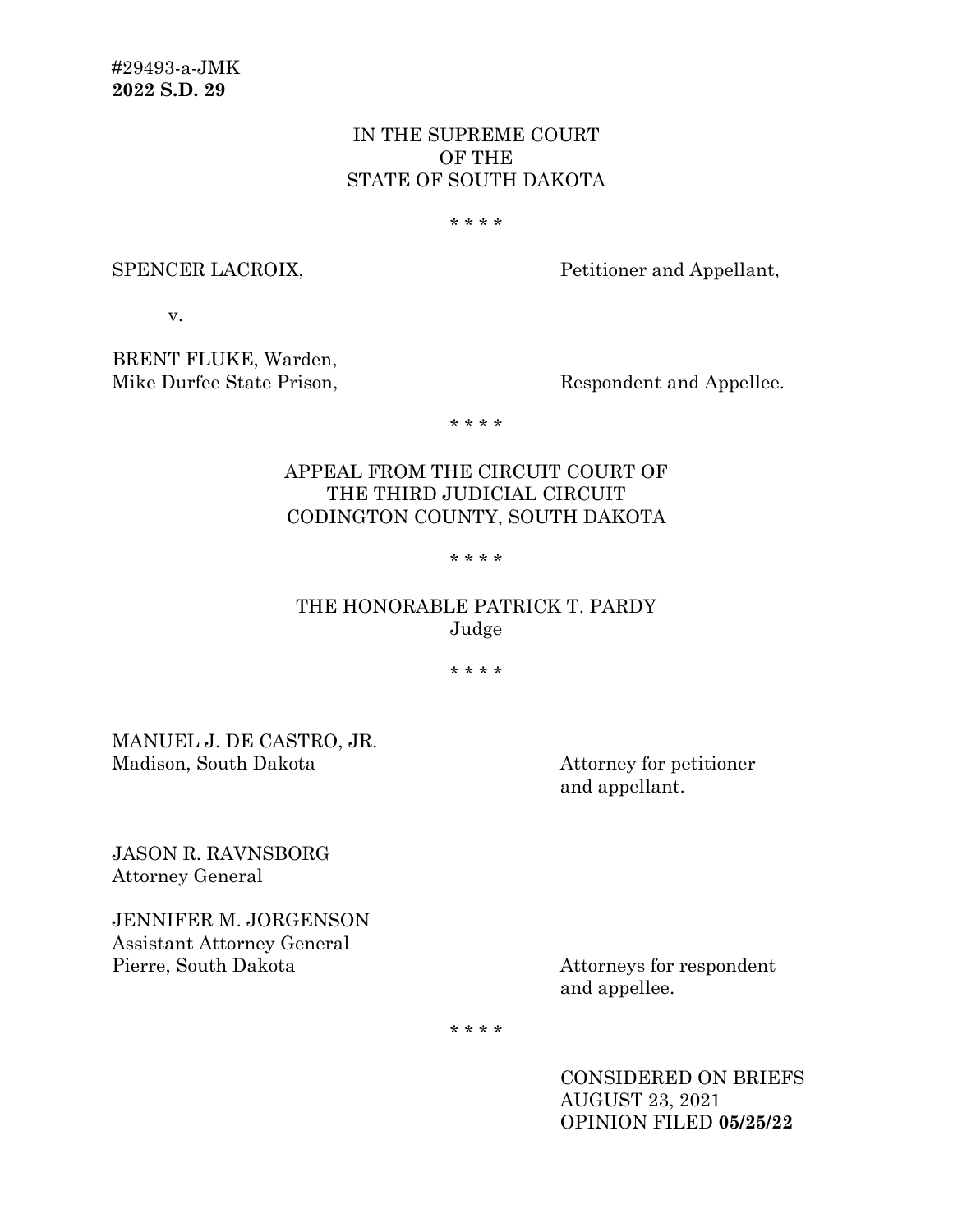#29493-a-JMK
**2022 S.D. 29**

IN THE SUPREME COURT
OF THE
STATE OF SOUTH DAKOTA

* * * *

SPENCER LACROIX, Petitioner and Appellant,

v.

BRENT FLUKE, Warden,
Mike Durfee State Prison, Respondent and Appellee.

* * * *

APPEAL FROM THE CIRCUIT COURT OF
THE THIRD JUDICIAL CIRCUIT
CODINGTON COUNTY, SOUTH DAKOTA

* * * *

THE HONORABLE PATRICK T. PARDY
Judge

* * * *

MANUEL J. DE CASTRO, JR.
Madison, South Dakota — Attorney for petitioner and appellant.

JASON R. RAVNSBORG
Attorney General

JENNIFER M. JORGENSON
Assistant Attorney General
Pierre, South Dakota — Attorneys for respondent and appellee.

* * * *

CONSIDERED ON BRIEFS
AUGUST 23, 2021
OPINION FILED **05/25/22**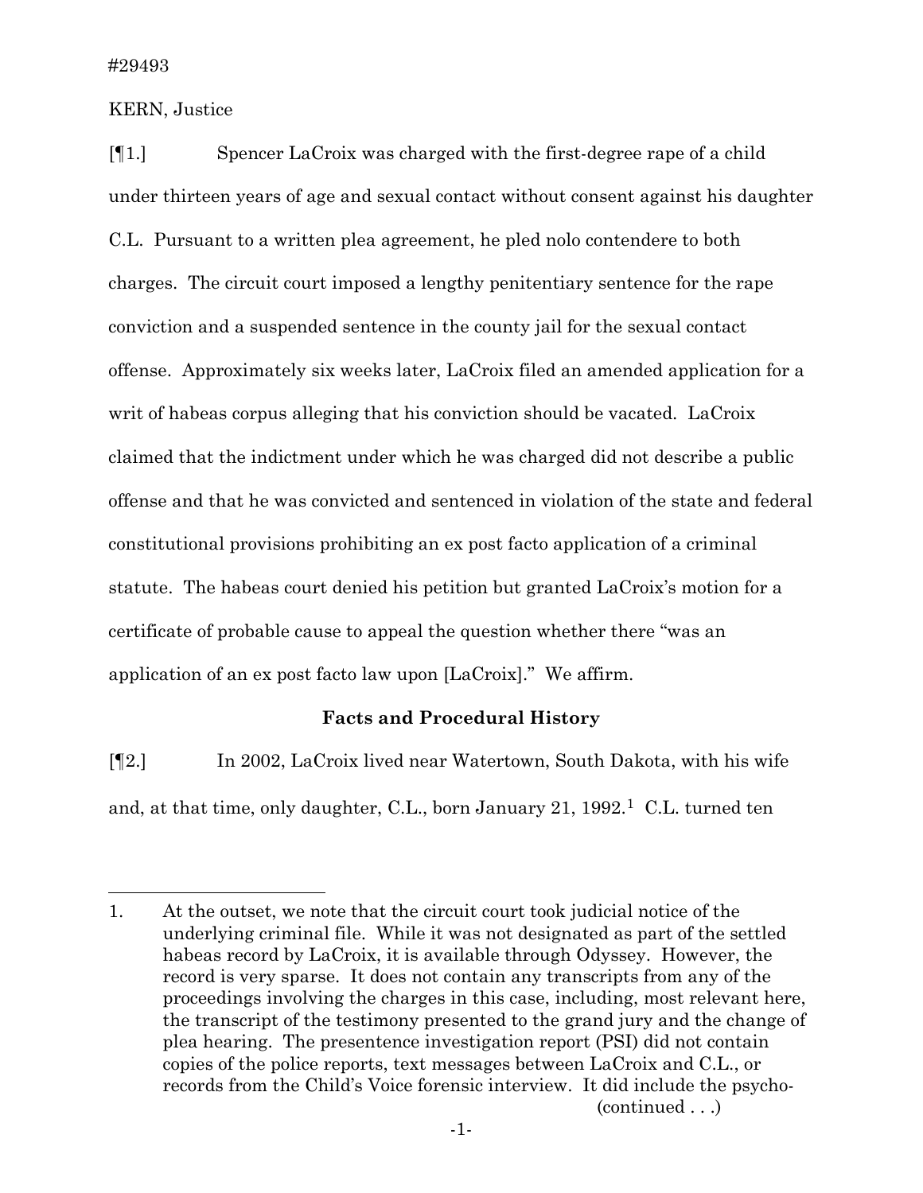#29493

KERN, Justice

[¶1.] Spencer LaCroix was charged with the first-degree rape of a child under thirteen years of age and sexual contact without consent against his daughter C.L. Pursuant to a written plea agreement, he pled nolo contendere to both charges. The circuit court imposed a lengthy penitentiary sentence for the rape conviction and a suspended sentence in the county jail for the sexual contact offense. Approximately six weeks later, LaCroix filed an amended application for a writ of habeas corpus alleging that his conviction should be vacated. LaCroix claimed that the indictment under which he was charged did not describe a public offense and that he was convicted and sentenced in violation of the state and federal constitutional provisions prohibiting an ex post facto application of a criminal statute. The habeas court denied his petition but granted LaCroix's motion for a certificate of probable cause to appeal the question whether there "was an application of an ex post facto law upon [LaCroix]." We affirm.

### Facts and Procedural History

[¶2.] In 2002, LaCroix lived near Watertown, South Dakota, with his wife and, at that time, only daughter, C.L., born January 21, 1992.[1] C.L. turned ten

---

1. At the outset, we note that the circuit court took judicial notice of the underlying criminal file. While it was not designated as part of the settled habeas record by LaCroix, it is available through Odyssey. However, the record is very sparse. It does not contain any transcripts from any of the proceedings involving the charges in this case, including, most relevant here, the transcript of the testimony presented to the grand jury and the change of plea hearing. The presentence investigation report (PSI) did not contain copies of the police reports, text messages between LaCroix and C.L., or records from the Child's Voice forensic interview. It did include the psycho-

(continued . . .)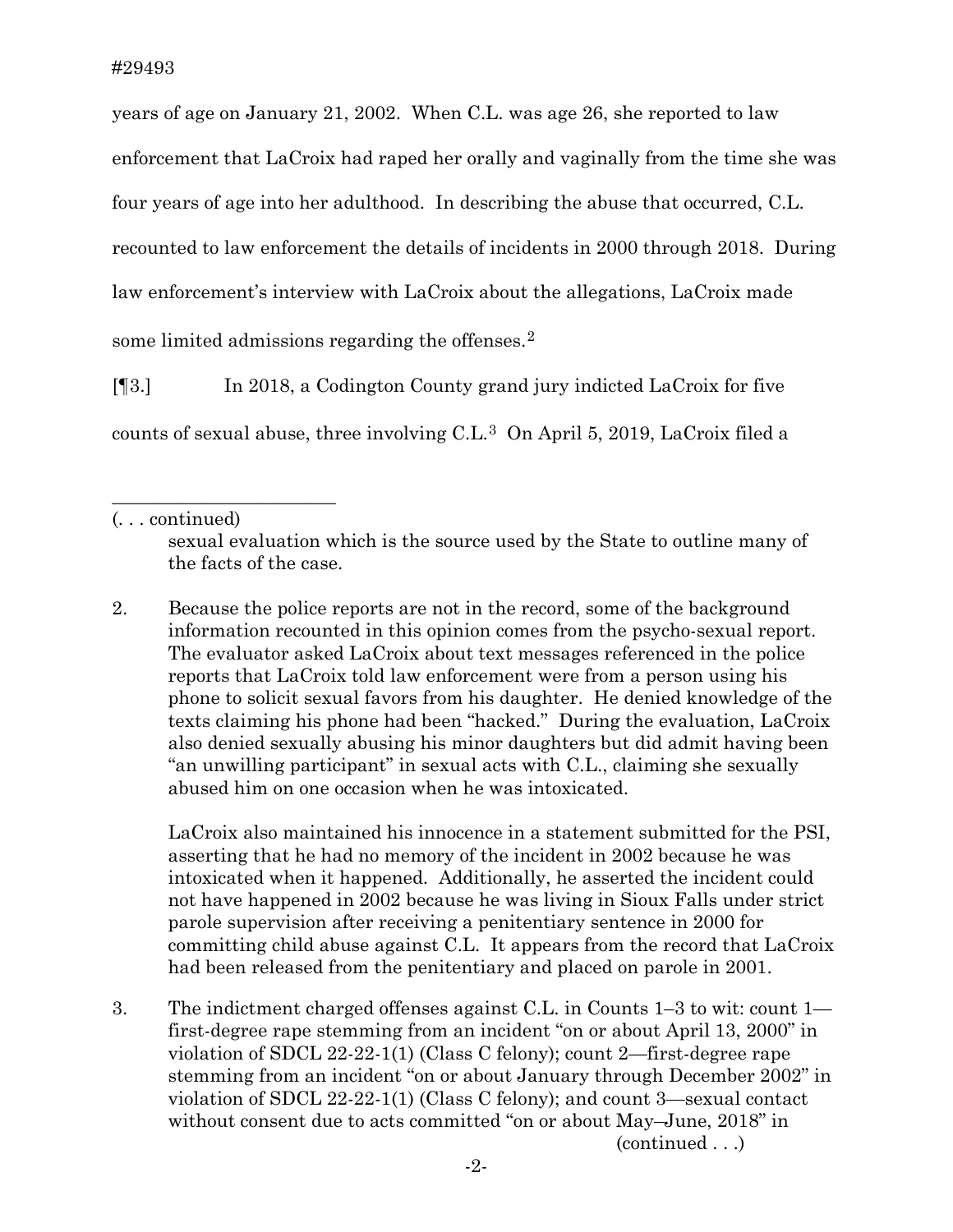years of age on January 21, 2002. When C.L. was age 26, she reported to law enforcement that LaCroix had raped her orally and vaginally from the time she was four years of age into her adulthood. In describing the abuse that occurred, C.L. recounted to law enforcement the details of incidents in 2000 through 2018. During law enforcement's interview with LaCroix about the allegations, LaCroix made some limited admissions regarding the offenses.[2]

[¶3.] In 2018, a Codington County grand jury indicted LaCroix for five counts of sexual abuse, three involving C.L.[3] On April 5, 2019, LaCroix filed a

---

(. . . continued)

sexual evaluation which is the source used by the State to outline many of the facts of the case.

2. Because the police reports are not in the record, some of the background information recounted in this opinion comes from the psycho-sexual report. The evaluator asked LaCroix about text messages referenced in the police reports that LaCroix told law enforcement were from a person using his phone to solicit sexual favors from his daughter. He denied knowledge of the texts claiming his phone had been "hacked." During the evaluation, LaCroix also denied sexually abusing his minor daughters but did admit having been "an unwilling participant" in sexual acts with C.L., claiming she sexually abused him on one occasion when he was intoxicated.

   LaCroix also maintained his innocence in a statement submitted for the PSI, asserting that he had no memory of the incident in 2002 because he was intoxicated when it happened. Additionally, he asserted the incident could not have happened in 2002 because he was living in Sioux Falls under strict parole supervision after receiving a penitentiary sentence in 2000 for committing child abuse against C.L. It appears from the record that LaCroix had been released from the penitentiary and placed on parole in 2001.

3. The indictment charged offenses against C.L. in Counts 1–3 to wit: count 1—first-degree rape stemming from an incident "on or about April 13, 2000" in violation of SDCL 22-22-1(1) (Class C felony); count 2—first-degree rape stemming from an incident "on or about January through December 2002" in violation of SDCL 22-22-1(1) (Class C felony); and count 3—sexual contact without consent due to acts committed "on or about May–June, 2018" in (continued . . .)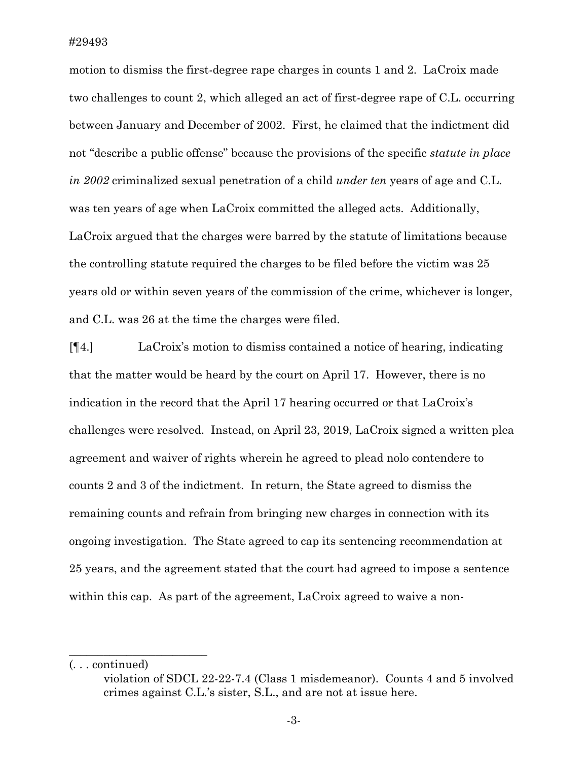motion to dismiss the first-degree rape charges in counts 1 and 2. LaCroix made two challenges to count 2, which alleged an act of first-degree rape of C.L. occurring between January and December of 2002. First, he claimed that the indictment did not "describe a public offense" because the provisions of the specific *statute in place in 2002* criminalized sexual penetration of a child *under ten* years of age and C.L. was ten years of age when LaCroix committed the alleged acts. Additionally, LaCroix argued that the charges were barred by the statute of limitations because the controlling statute required the charges to be filed before the victim was 25 years old or within seven years of the commission of the crime, whichever is longer, and C.L. was 26 at the time the charges were filed.

[¶4.] LaCroix's motion to dismiss contained a notice of hearing, indicating that the matter would be heard by the court on April 17. However, there is no indication in the record that the April 17 hearing occurred or that LaCroix's challenges were resolved. Instead, on April 23, 2019, LaCroix signed a written plea agreement and waiver of rights wherein he agreed to plead nolo contendere to counts 2 and 3 of the indictment. In return, the State agreed to dismiss the remaining counts and refrain from bringing new charges in connection with its ongoing investigation. The State agreed to cap its sentencing recommendation at 25 years, and the agreement stated that the court had agreed to impose a sentence within this cap. As part of the agreement, LaCroix agreed to waive a non-

---

(. . . continued)

violation of SDCL 22-22-7.4 (Class 1 misdemeanor). Counts 4 and 5 involved crimes against C.L.'s sister, S.L., and are not at issue here.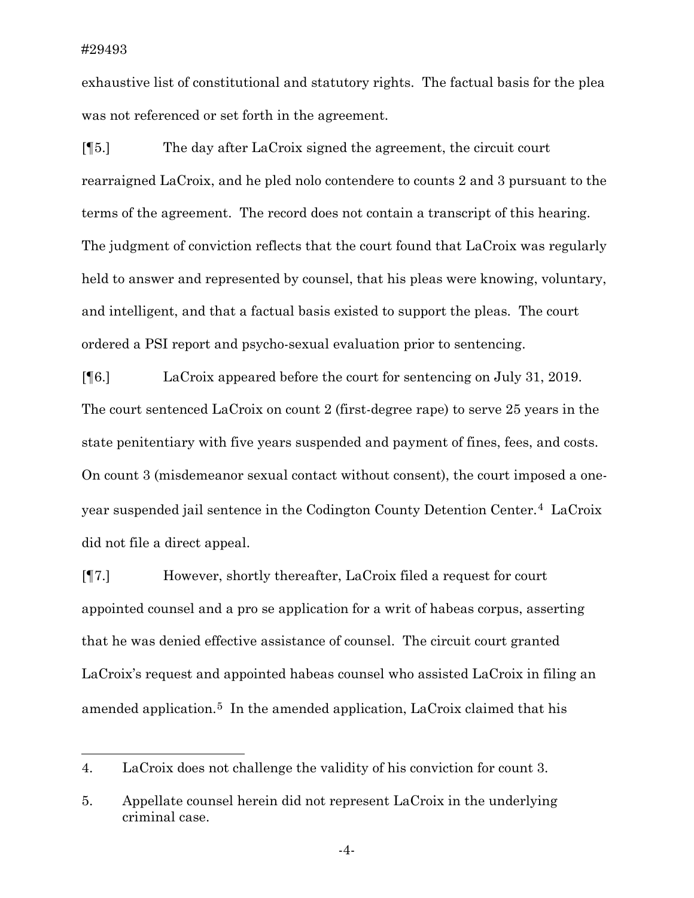exhaustive list of constitutional and statutory rights. The factual basis for the plea was not referenced or set forth in the agreement.

[¶5.] The day after LaCroix signed the agreement, the circuit court rearraigned LaCroix, and he pled nolo contendere to counts 2 and 3 pursuant to the terms of the agreement. The record does not contain a transcript of this hearing. The judgment of conviction reflects that the court found that LaCroix was regularly held to answer and represented by counsel, that his pleas were knowing, voluntary, and intelligent, and that a factual basis existed to support the pleas. The court ordered a PSI report and psycho-sexual evaluation prior to sentencing.

[¶6.] LaCroix appeared before the court for sentencing on July 31, 2019. The court sentenced LaCroix on count 2 (first-degree rape) to serve 25 years in the state penitentiary with five years suspended and payment of fines, fees, and costs. On count 3 (misdemeanor sexual contact without consent), the court imposed a one-year suspended jail sentence in the Codington County Detention Center.[4] LaCroix did not file a direct appeal.

[¶7.] However, shortly thereafter, LaCroix filed a request for court appointed counsel and a pro se application for a writ of habeas corpus, asserting that he was denied effective assistance of counsel. The circuit court granted LaCroix's request and appointed habeas counsel who assisted LaCroix in filing an amended application.[5] In the amended application, LaCroix claimed that his

---

4. LaCroix does not challenge the validity of his conviction for count 3.

5. Appellate counsel herein did not represent LaCroix in the underlying criminal case.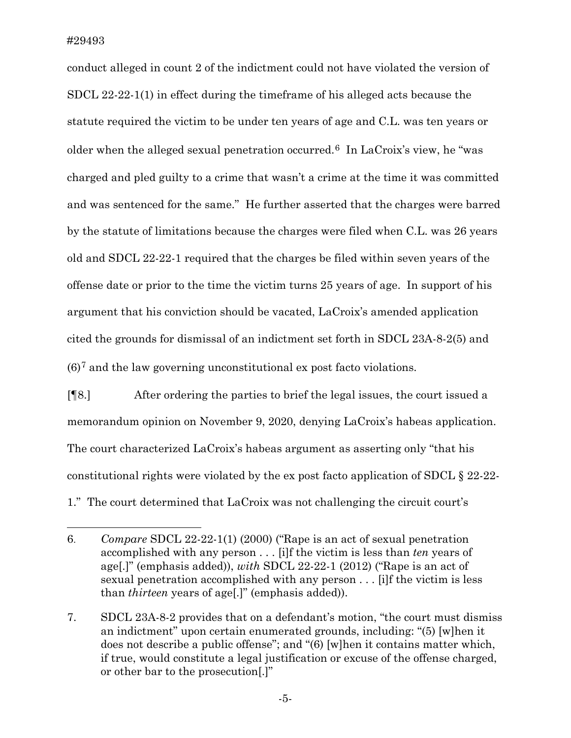conduct alleged in count 2 of the indictment could not have violated the version of SDCL 22-22-1(1) in effect during the timeframe of his alleged acts because the statute required the victim to be under ten years of age and C.L. was ten years or older when the alleged sexual penetration occurred.[6] In LaCroix's view, he "was charged and pled guilty to a crime that wasn't a crime at the time it was committed and was sentenced for the same." He further asserted that the charges were barred by the statute of limitations because the charges were filed when C.L. was 26 years old and SDCL 22-22-1 required that the charges be filed within seven years of the offense date or prior to the time the victim turns 25 years of age. In support of his argument that his conviction should be vacated, LaCroix's amended application cited the grounds for dismissal of an indictment set forth in SDCL 23A-8-2(5) and (6)[7] and the law governing unconstitutional ex post facto violations.

[¶8.] After ordering the parties to brief the legal issues, the court issued a memorandum opinion on November 9, 2020, denying LaCroix's habeas application. The court characterized LaCroix's habeas argument as asserting only "that his constitutional rights were violated by the ex post facto application of SDCL § 22-22-1." The court determined that LaCroix was not challenging the circuit court's

---

6. *Compare* SDCL 22-22-1(1) (2000) ("Rape is an act of sexual penetration accomplished with any person . . . [i]f the victim is less than *ten* years of age[.]" (emphasis added)), *with* SDCL 22-22-1 (2012) ("Rape is an act of sexual penetration accomplished with any person . . . [i]f the victim is less than *thirteen* years of age[.]" (emphasis added)).

7. SDCL 23A-8-2 provides that on a defendant's motion, "the court must dismiss an indictment" upon certain enumerated grounds, including: "(5) [w]hen it does not describe a public offense"; and "(6) [w]hen it contains matter which, if true, would constitute a legal justification or excuse of the offense charged, or other bar to the prosecution[.]"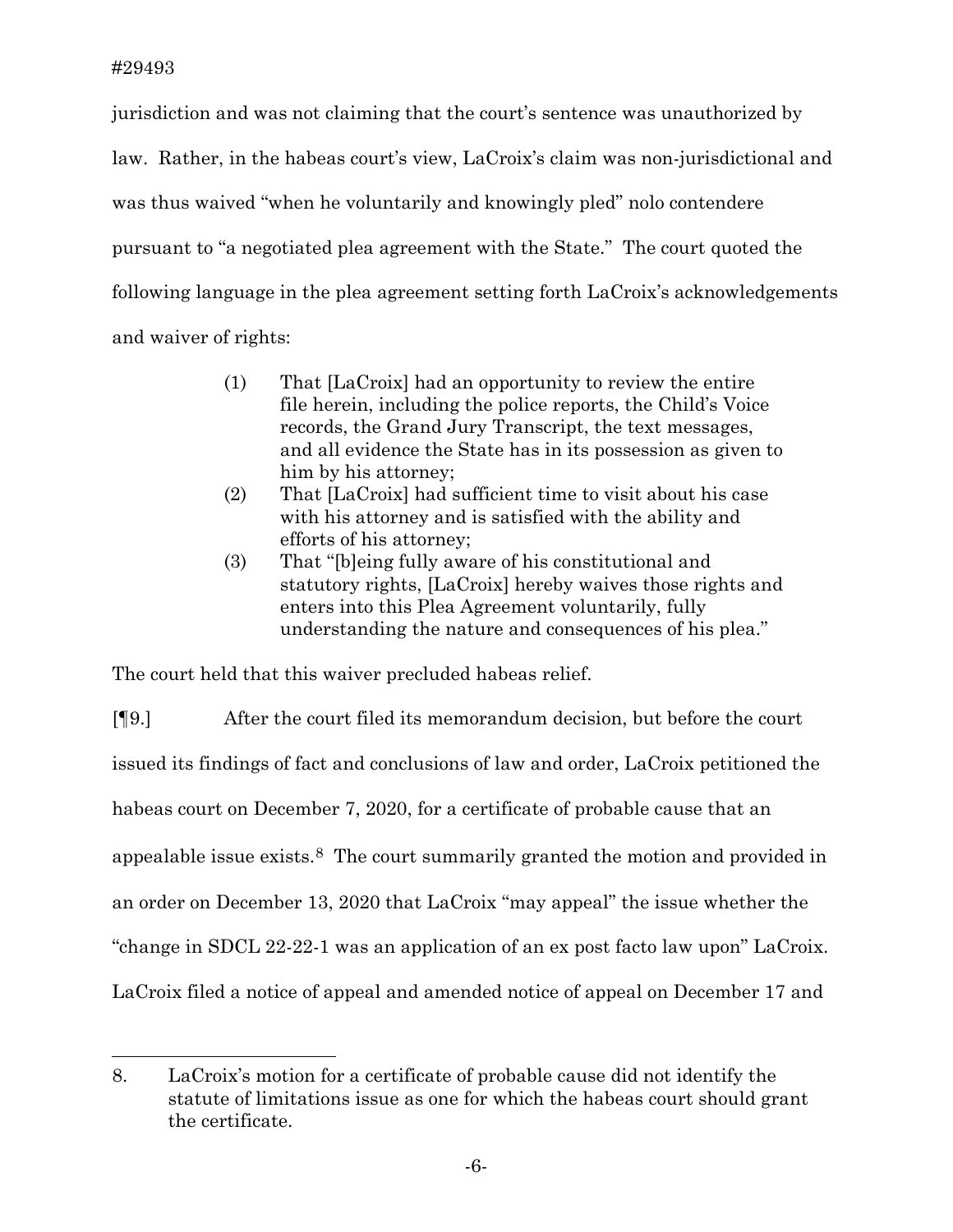jurisdiction and was not claiming that the court's sentence was unauthorized by law. Rather, in the habeas court's view, LaCroix's claim was non-jurisdictional and was thus waived "when he voluntarily and knowingly pled" nolo contendere pursuant to "a negotiated plea agreement with the State." The court quoted the following language in the plea agreement setting forth LaCroix's acknowledgements and waiver of rights:

> (1) That [LaCroix] had an opportunity to review the entire file herein, including the police reports, the Child's Voice records, the Grand Jury Transcript, the text messages, and all evidence the State has in its possession as given to him by his attorney;
> (2) That [LaCroix] had sufficient time to visit about his case with his attorney and is satisfied with the ability and efforts of his attorney;
> (3) That "[b]eing fully aware of his constitutional and statutory rights, [LaCroix] hereby waives those rights and enters into this Plea Agreement voluntarily, fully understanding the nature and consequences of his plea."

The court held that this waiver precluded habeas relief.

[¶9.] After the court filed its memorandum decision, but before the court issued its findings of fact and conclusions of law and order, LaCroix petitioned the habeas court on December 7, 2020, for a certificate of probable cause that an appealable issue exists.[8] The court summarily granted the motion and provided in an order on December 13, 2020 that LaCroix "may appeal" the issue whether the "change in SDCL 22-22-1 was an application of an ex post facto law upon" LaCroix. LaCroix filed a notice of appeal and amended notice of appeal on December 17 and

---

8. LaCroix's motion for a certificate of probable cause did not identify the statute of limitations issue as one for which the habeas court should grant the certificate.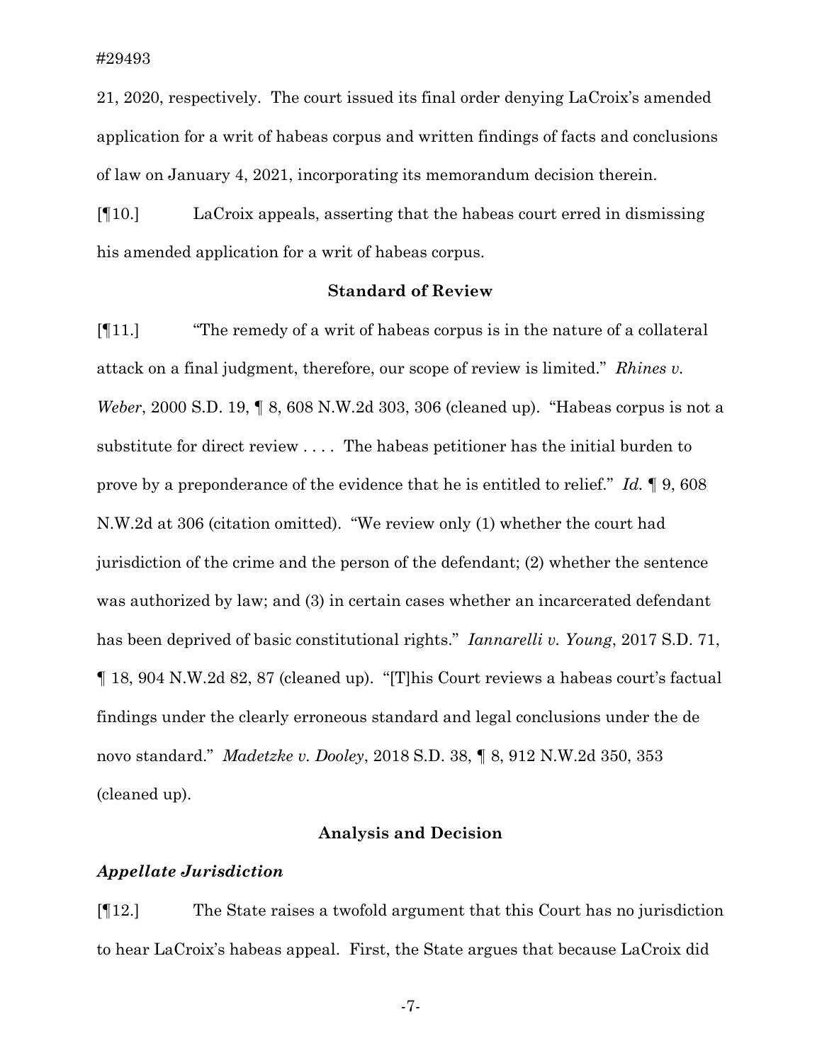21, 2020, respectively. The court issued its final order denying LaCroix's amended application for a writ of habeas corpus and written findings of facts and conclusions of law on January 4, 2021, incorporating its memorandum decision therein.

[¶10.] LaCroix appeals, asserting that the habeas court erred in dismissing his amended application for a writ of habeas corpus.

## Standard of Review

[¶11.] "The remedy of a writ of habeas corpus is in the nature of a collateral attack on a final judgment, therefore, our scope of review is limited." *Rhines v. Weber*, 2000 S.D. 19, ¶ 8, 608 N.W.2d 303, 306 (cleaned up). "Habeas corpus is not a substitute for direct review . . . . The habeas petitioner has the initial burden to prove by a preponderance of the evidence that he is entitled to relief." *Id.* ¶ 9, 608 N.W.2d at 306 (citation omitted). "We review only (1) whether the court had jurisdiction of the crime and the person of the defendant; (2) whether the sentence was authorized by law; and (3) in certain cases whether an incarcerated defendant has been deprived of basic constitutional rights." *Iannarelli v. Young*, 2017 S.D. 71, ¶ 18, 904 N.W.2d 82, 87 (cleaned up). "[T]his Court reviews a habeas court's factual findings under the clearly erroneous standard and legal conclusions under the de novo standard." *Madetzke v. Dooley*, 2018 S.D. 38, ¶ 8, 912 N.W.2d 350, 353 (cleaned up).

## Analysis and Decision

### *Appellate Jurisdiction*

[¶12.] The State raises a twofold argument that this Court has no jurisdiction to hear LaCroix's habeas appeal. First, the State argues that because LaCroix did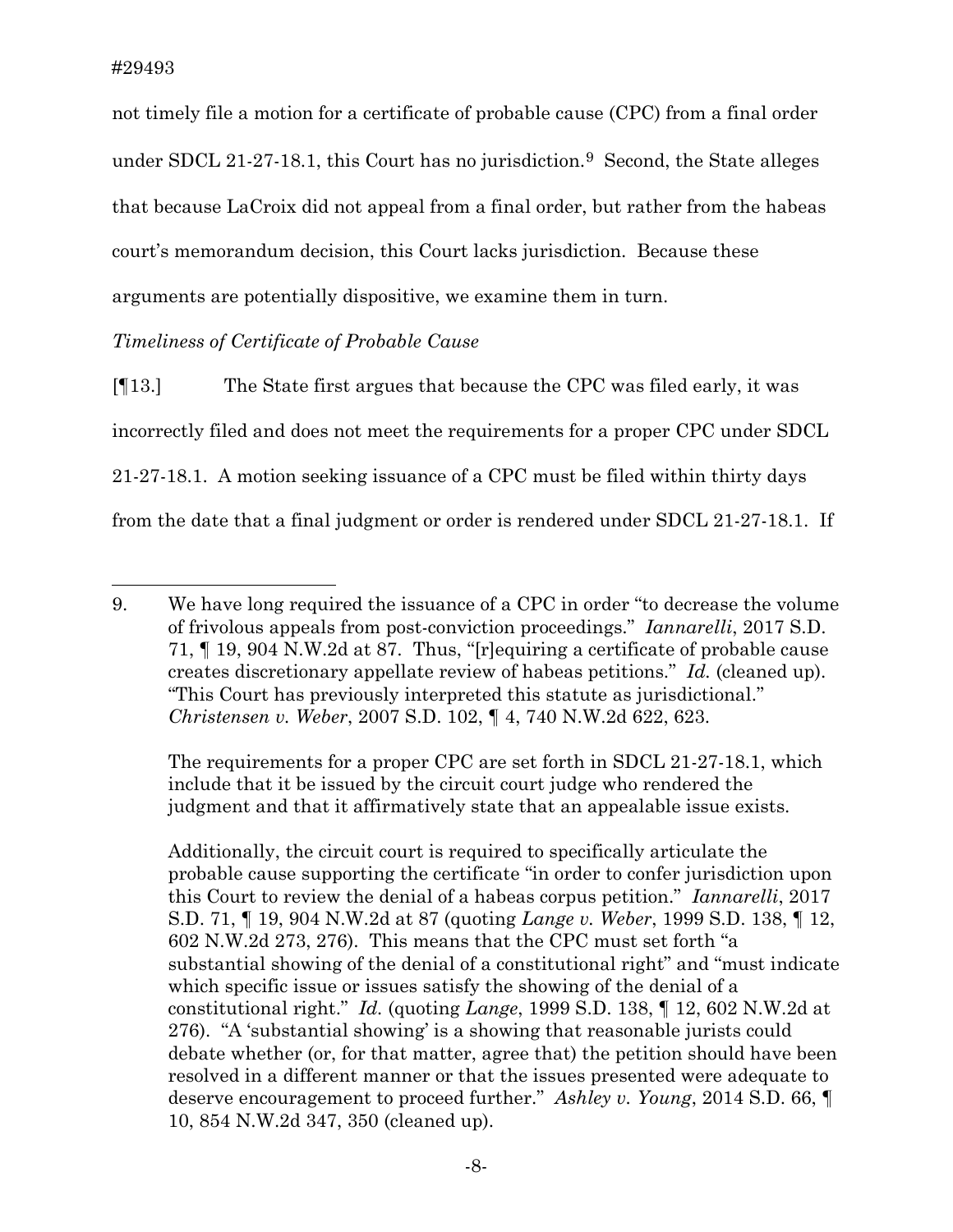not timely file a motion for a certificate of probable cause (CPC) from a final order under SDCL 21-27-18.1, this Court has no jurisdiction.[9] Second, the State alleges that because LaCroix did not appeal from a final order, but rather from the habeas court's memorandum decision, this Court lacks jurisdiction. Because these arguments are potentially dispositive, we examine them in turn.

*Timeliness of Certificate of Probable Cause*

[¶13.] The State first argues that because the CPC was filed early, it was incorrectly filed and does not meet the requirements for a proper CPC under SDCL 21-27-18.1. A motion seeking issuance of a CPC must be filed within thirty days from the date that a final judgment or order is rendered under SDCL 21-27-18.1. If

---

9. We have long required the issuance of a CPC in order "to decrease the volume of frivolous appeals from post-conviction proceedings." *Iannarelli*, 2017 S.D. 71, ¶ 19, 904 N.W.2d at 87. Thus, "[r]equiring a certificate of probable cause creates discretionary appellate review of habeas petitions." *Id.* (cleaned up). "This Court has previously interpreted this statute as jurisdictional." *Christensen v. Weber*, 2007 S.D. 102, ¶ 4, 740 N.W.2d 622, 623.

   The requirements for a proper CPC are set forth in SDCL 21-27-18.1, which include that it be issued by the circuit court judge who rendered the judgment and that it affirmatively state that an appealable issue exists.

   Additionally, the circuit court is required to specifically articulate the probable cause supporting the certificate "in order to confer jurisdiction upon this Court to review the denial of a habeas corpus petition." *Iannarelli*, 2017 S.D. 71, ¶ 19, 904 N.W.2d at 87 (quoting *Lange v. Weber*, 1999 S.D. 138, ¶ 12, 602 N.W.2d 273, 276). This means that the CPC must set forth "a substantial showing of the denial of a constitutional right" and "must indicate which specific issue or issues satisfy the showing of the denial of a constitutional right." *Id.* (quoting *Lange*, 1999 S.D. 138, ¶ 12, 602 N.W.2d at 276). "A 'substantial showing' is a showing that reasonable jurists could debate whether (or, for that matter, agree that) the petition should have been resolved in a different manner or that the issues presented were adequate to deserve encouragement to proceed further." *Ashley v. Young*, 2014 S.D. 66, ¶ 10, 854 N.W.2d 347, 350 (cleaned up).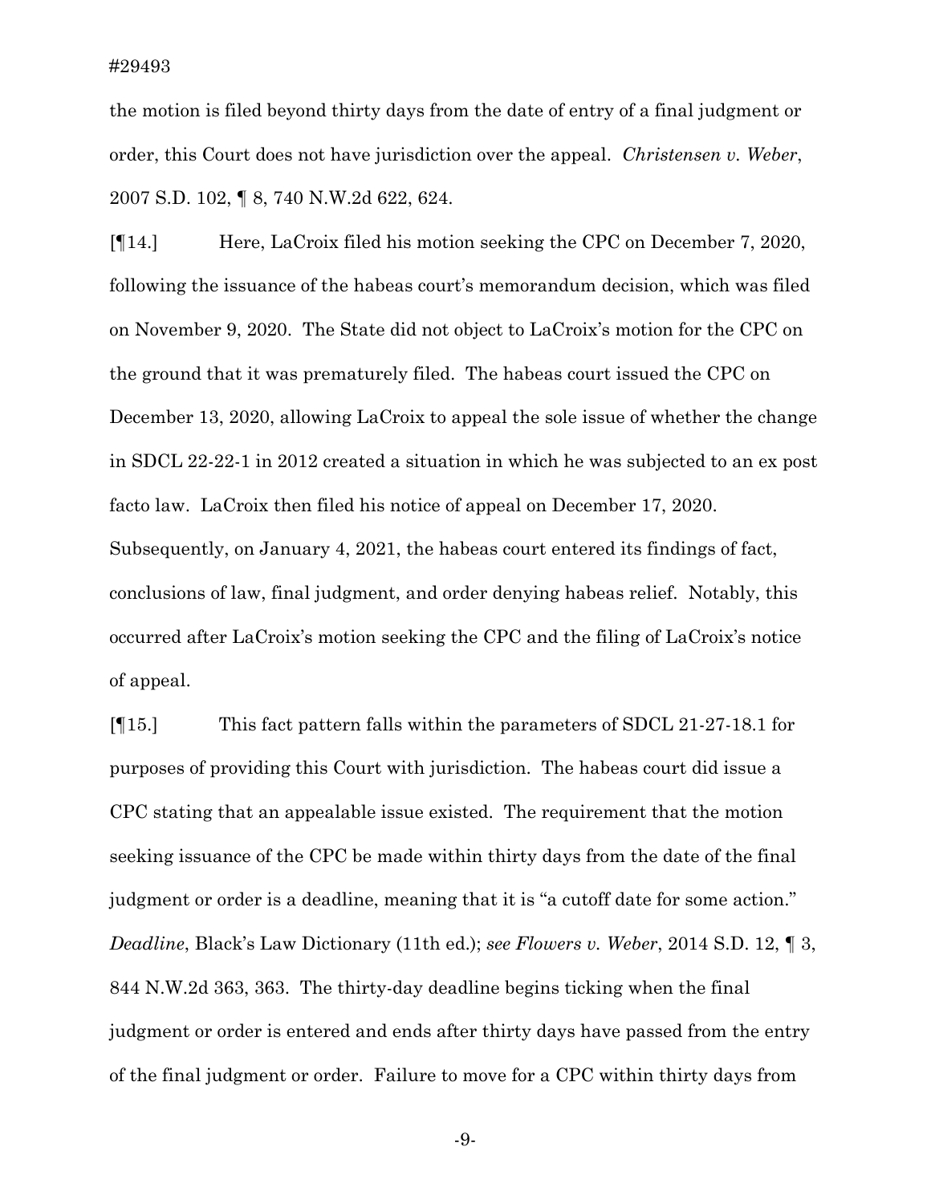the motion is filed beyond thirty days from the date of entry of a final judgment or order, this Court does not have jurisdiction over the appeal. *Christensen v. Weber*, 2007 S.D. 102, ¶ 8, 740 N.W.2d 622, 624.

[¶14.] Here, LaCroix filed his motion seeking the CPC on December 7, 2020, following the issuance of the habeas court's memorandum decision, which was filed on November 9, 2020. The State did not object to LaCroix's motion for the CPC on the ground that it was prematurely filed. The habeas court issued the CPC on December 13, 2020, allowing LaCroix to appeal the sole issue of whether the change in SDCL 22-22-1 in 2012 created a situation in which he was subjected to an ex post facto law. LaCroix then filed his notice of appeal on December 17, 2020. Subsequently, on January 4, 2021, the habeas court entered its findings of fact, conclusions of law, final judgment, and order denying habeas relief. Notably, this occurred after LaCroix's motion seeking the CPC and the filing of LaCroix's notice of appeal.

[¶15.] This fact pattern falls within the parameters of SDCL 21-27-18.1 for purposes of providing this Court with jurisdiction. The habeas court did issue a CPC stating that an appealable issue existed. The requirement that the motion seeking issuance of the CPC be made within thirty days from the date of the final judgment or order is a deadline, meaning that it is "a cutoff date for some action." *Deadline*, Black's Law Dictionary (11th ed.); *see Flowers v. Weber*, 2014 S.D. 12, ¶ 3, 844 N.W.2d 363, 363. The thirty-day deadline begins ticking when the final judgment or order is entered and ends after thirty days have passed from the entry of the final judgment or order. Failure to move for a CPC within thirty days from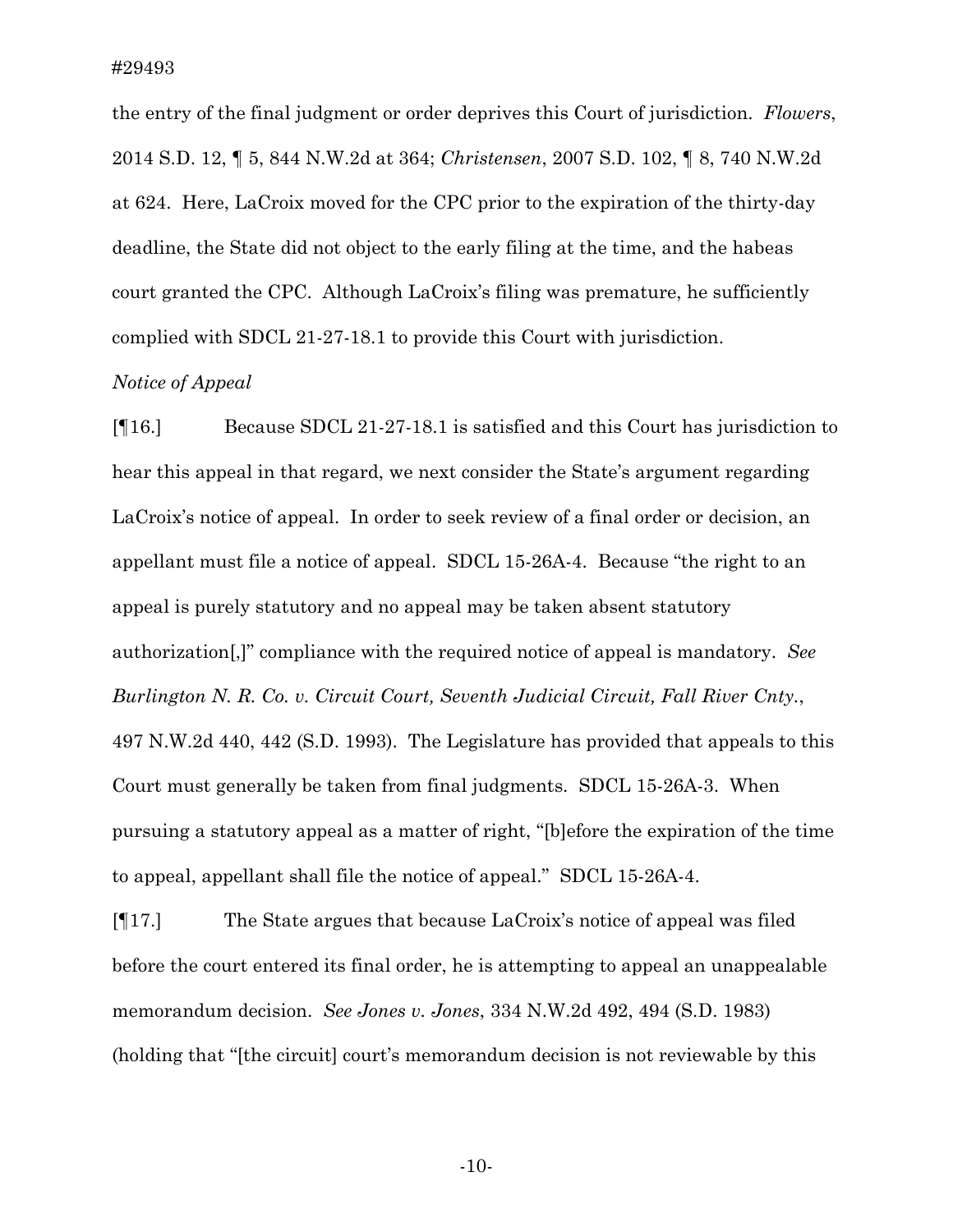the entry of the final judgment or order deprives this Court of jurisdiction. *Flowers*, 2014 S.D. 12, ¶ 5, 844 N.W.2d at 364; *Christensen*, 2007 S.D. 102, ¶ 8, 740 N.W.2d at 624. Here, LaCroix moved for the CPC prior to the expiration of the thirty-day deadline, the State did not object to the early filing at the time, and the habeas court granted the CPC. Although LaCroix's filing was premature, he sufficiently complied with SDCL 21-27-18.1 to provide this Court with jurisdiction.

*Notice of Appeal*

[¶16.] Because SDCL 21-27-18.1 is satisfied and this Court has jurisdiction to hear this appeal in that regard, we next consider the State's argument regarding LaCroix's notice of appeal. In order to seek review of a final order or decision, an appellant must file a notice of appeal. SDCL 15-26A-4. Because "the right to an appeal is purely statutory and no appeal may be taken absent statutory authorization[,]" compliance with the required notice of appeal is mandatory. *See Burlington N. R. Co. v. Circuit Court, Seventh Judicial Circuit, Fall River Cnty.*, 497 N.W.2d 440, 442 (S.D. 1993). The Legislature has provided that appeals to this Court must generally be taken from final judgments. SDCL 15-26A-3. When pursuing a statutory appeal as a matter of right, "[b]efore the expiration of the time to appeal, appellant shall file the notice of appeal." SDCL 15-26A-4.

[¶17.] The State argues that because LaCroix's notice of appeal was filed before the court entered its final order, he is attempting to appeal an unappealable memorandum decision. *See Jones v. Jones*, 334 N.W.2d 492, 494 (S.D. 1983) (holding that "[the circuit] court's memorandum decision is not reviewable by this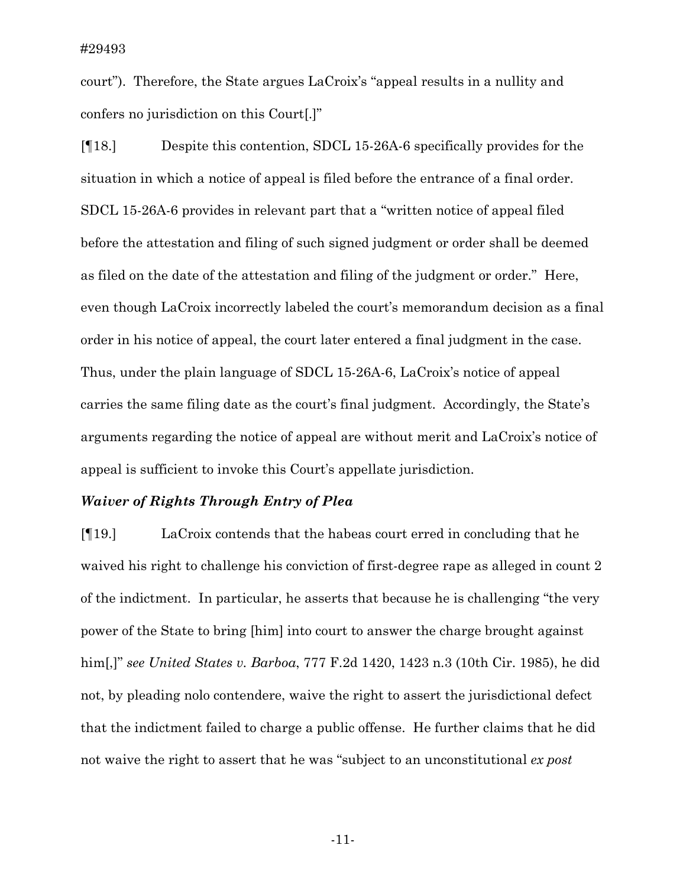court"). Therefore, the State argues LaCroix's "appeal results in a nullity and confers no jurisdiction on this Court[.]"

[¶18.] Despite this contention, SDCL 15-26A-6 specifically provides for the situation in which a notice of appeal is filed before the entrance of a final order. SDCL 15-26A-6 provides in relevant part that a "written notice of appeal filed before the attestation and filing of such signed judgment or order shall be deemed as filed on the date of the attestation and filing of the judgment or order." Here, even though LaCroix incorrectly labeled the court's memorandum decision as a final order in his notice of appeal, the court later entered a final judgment in the case. Thus, under the plain language of SDCL 15-26A-6, LaCroix's notice of appeal carries the same filing date as the court's final judgment. Accordingly, the State's arguments regarding the notice of appeal are without merit and LaCroix's notice of appeal is sufficient to invoke this Court's appellate jurisdiction.

***Waiver of Rights Through Entry of Plea***

[¶19.] LaCroix contends that the habeas court erred in concluding that he waived his right to challenge his conviction of first-degree rape as alleged in count 2 of the indictment. In particular, he asserts that because he is challenging "the very power of the State to bring [him] into court to answer the charge brought against him[,]" *see United States v. Barboa*, 777 F.2d 1420, 1423 n.3 (10th Cir. 1985), he did not, by pleading nolo contendere, waive the right to assert the jurisdictional defect that the indictment failed to charge a public offense. He further claims that he did not waive the right to assert that he was "subject to an unconstitutional *ex post*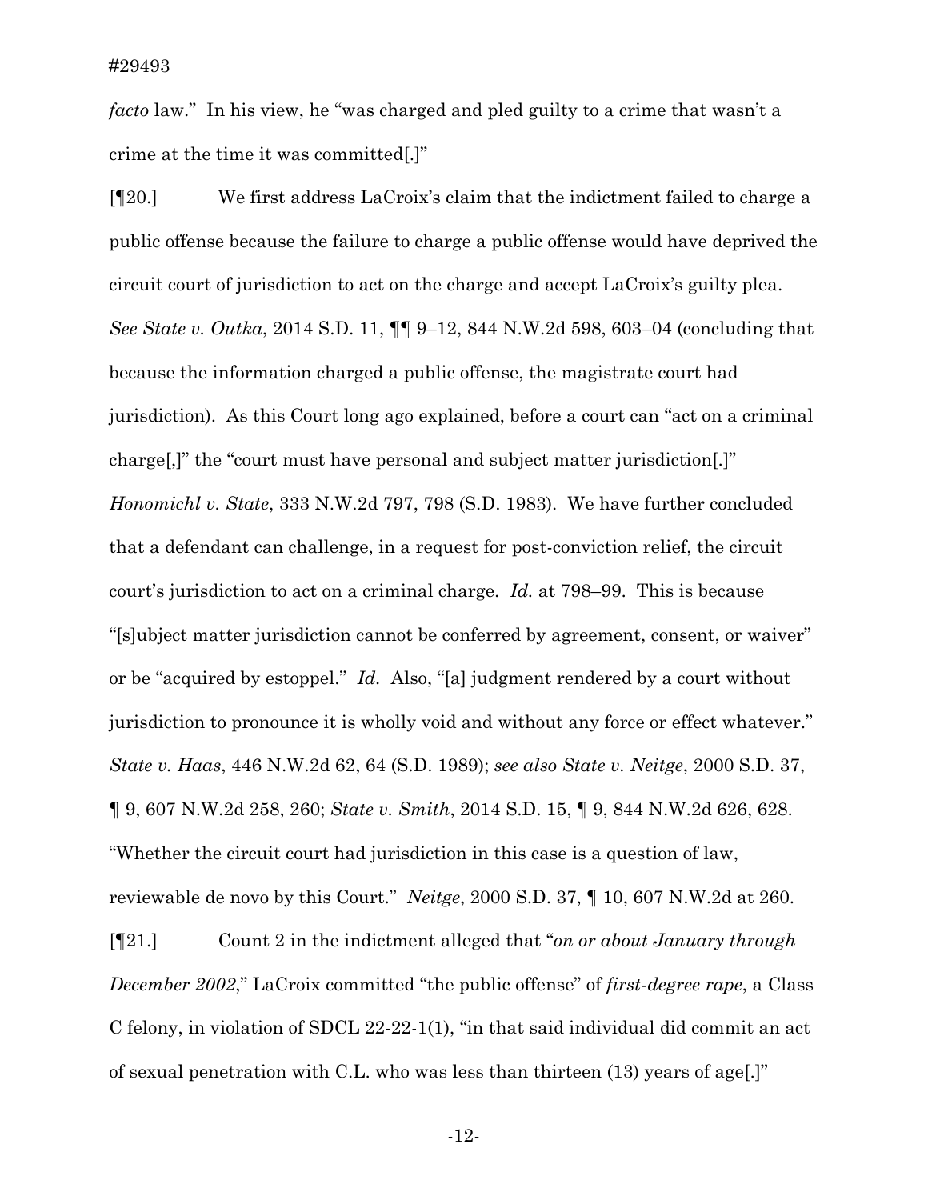*facto* law." In his view, he "was charged and pled guilty to a crime that wasn't a crime at the time it was committed[.]"

[¶20.] We first address LaCroix's claim that the indictment failed to charge a public offense because the failure to charge a public offense would have deprived the circuit court of jurisdiction to act on the charge and accept LaCroix's guilty plea. *See State v. Outka*, 2014 S.D. 11, ¶¶ 9–12, 844 N.W.2d 598, 603–04 (concluding that because the information charged a public offense, the magistrate court had jurisdiction). As this Court long ago explained, before a court can "act on a criminal charge[,]" the "court must have personal and subject matter jurisdiction[.]" *Honomichl v. State*, 333 N.W.2d 797, 798 (S.D. 1983). We have further concluded that a defendant can challenge, in a request for post-conviction relief, the circuit court's jurisdiction to act on a criminal charge. *Id.* at 798–99. This is because "[s]ubject matter jurisdiction cannot be conferred by agreement, consent, or waiver" or be "acquired by estoppel." *Id.* Also, "[a] judgment rendered by a court without jurisdiction to pronounce it is wholly void and without any force or effect whatever." *State v. Haas*, 446 N.W.2d 62, 64 (S.D. 1989); *see also State v. Neitge*, 2000 S.D. 37, ¶ 9, 607 N.W.2d 258, 260; *State v. Smith*, 2014 S.D. 15, ¶ 9, 844 N.W.2d 626, 628. "Whether the circuit court had jurisdiction in this case is a question of law, reviewable de novo by this Court." *Neitge*, 2000 S.D. 37, ¶ 10, 607 N.W.2d at 260.

[¶21.] Count 2 in the indictment alleged that "*on or about January through December 2002*," LaCroix committed "the public offense" of *first-degree rape*, a Class C felony, in violation of SDCL 22-22-1(1), "in that said individual did commit an act of sexual penetration with C.L. who was less than thirteen (13) years of age[.]"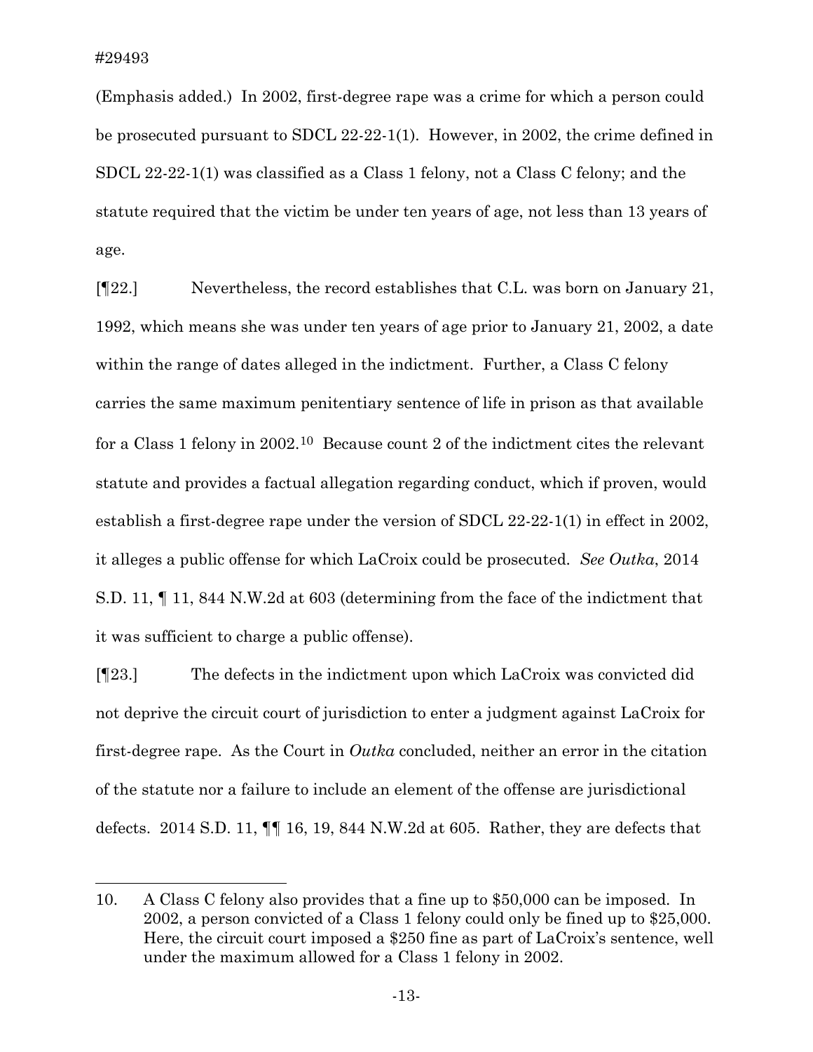(Emphasis added.) In 2002, first-degree rape was a crime for which a person could be prosecuted pursuant to SDCL 22-22-1(1). However, in 2002, the crime defined in SDCL 22-22-1(1) was classified as a Class 1 felony, not a Class C felony; and the statute required that the victim be under ten years of age, not less than 13 years of age.

[¶22.] Nevertheless, the record establishes that C.L. was born on January 21, 1992, which means she was under ten years of age prior to January 21, 2002, a date within the range of dates alleged in the indictment. Further, a Class C felony carries the same maximum penitentiary sentence of life in prison as that available for a Class 1 felony in 2002.[10] Because count 2 of the indictment cites the relevant statute and provides a factual allegation regarding conduct, which if proven, would establish a first-degree rape under the version of SDCL 22-22-1(1) in effect in 2002, it alleges a public offense for which LaCroix could be prosecuted. *See Outka*, 2014 S.D. 11, ¶ 11, 844 N.W.2d at 603 (determining from the face of the indictment that it was sufficient to charge a public offense).

[¶23.] The defects in the indictment upon which LaCroix was convicted did not deprive the circuit court of jurisdiction to enter a judgment against LaCroix for first-degree rape. As the Court in *Outka* concluded, neither an error in the citation of the statute nor a failure to include an element of the offense are jurisdictional defects. 2014 S.D. 11, ¶¶ 16, 19, 844 N.W.2d at 605. Rather, they are defects that

---

10. A Class C felony also provides that a fine up to $50,000 can be imposed. In 2002, a person convicted of a Class 1 felony could only be fined up to $25,000. Here, the circuit court imposed a $250 fine as part of LaCroix's sentence, well under the maximum allowed for a Class 1 felony in 2002.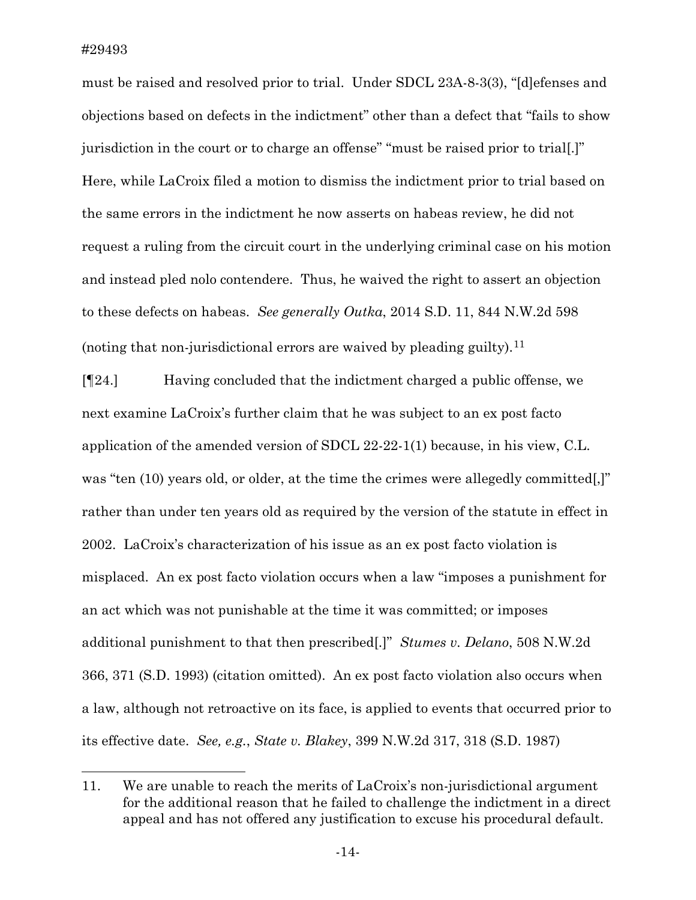must be raised and resolved prior to trial. Under SDCL 23A-8-3(3), "[d]efenses and objections based on defects in the indictment" other than a defect that "fails to show jurisdiction in the court or to charge an offense" "must be raised prior to trial[.]" Here, while LaCroix filed a motion to dismiss the indictment prior to trial based on the same errors in the indictment he now asserts on habeas review, he did not request a ruling from the circuit court in the underlying criminal case on his motion and instead pled nolo contendere. Thus, he waived the right to assert an objection to these defects on habeas. *See generally Outka*, 2014 S.D. 11, 844 N.W.2d 598 (noting that non-jurisdictional errors are waived by pleading guilty).[11]

[¶24.] Having concluded that the indictment charged a public offense, we next examine LaCroix's further claim that he was subject to an ex post facto application of the amended version of SDCL 22-22-1(1) because, in his view, C.L. was "ten (10) years old, or older, at the time the crimes were allegedly committed[,]" rather than under ten years old as required by the version of the statute in effect in 2002. LaCroix's characterization of his issue as an ex post facto violation is misplaced. An ex post facto violation occurs when a law "imposes a punishment for an act which was not punishable at the time it was committed; or imposes additional punishment to that then prescribed[.]" *Stumes v. Delano*, 508 N.W.2d 366, 371 (S.D. 1993) (citation omitted). An ex post facto violation also occurs when a law, although not retroactive on its face, is applied to events that occurred prior to its effective date. *See, e.g.*, *State v. Blakey*, 399 N.W.2d 317, 318 (S.D. 1987)

---

11. We are unable to reach the merits of LaCroix's non-jurisdictional argument for the additional reason that he failed to challenge the indictment in a direct appeal and has not offered any justification to excuse his procedural default.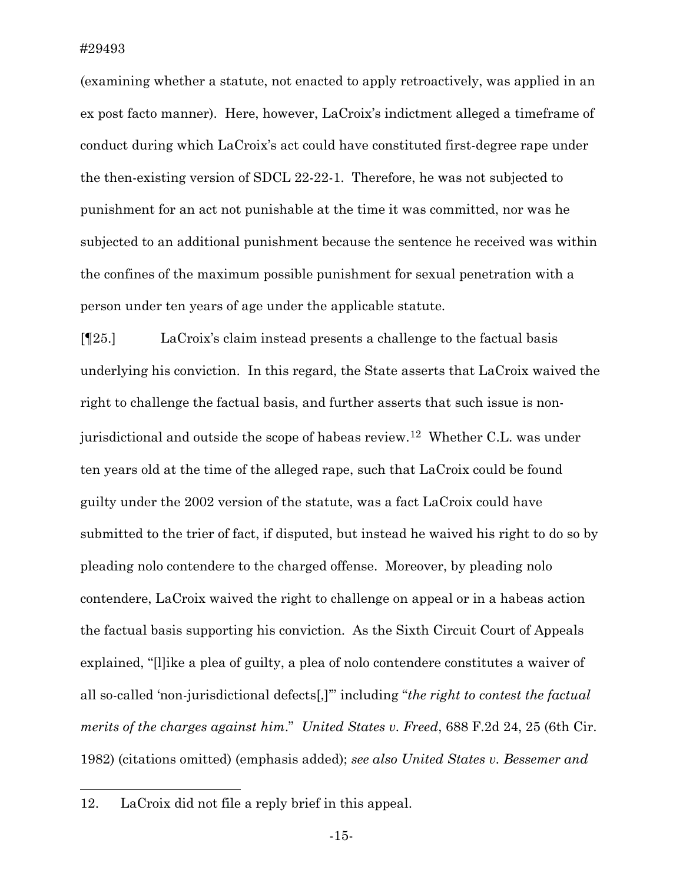(examining whether a statute, not enacted to apply retroactively, was applied in an ex post facto manner). Here, however, LaCroix's indictment alleged a timeframe of conduct during which LaCroix's act could have constituted first-degree rape under the then-existing version of SDCL 22-22-1. Therefore, he was not subjected to punishment for an act not punishable at the time it was committed, nor was he subjected to an additional punishment because the sentence he received was within the confines of the maximum possible punishment for sexual penetration with a person under ten years of age under the applicable statute.

[¶25.] LaCroix's claim instead presents a challenge to the factual basis underlying his conviction. In this regard, the State asserts that LaCroix waived the right to challenge the factual basis, and further asserts that such issue is non-jurisdictional and outside the scope of habeas review.[12] Whether C.L. was under ten years old at the time of the alleged rape, such that LaCroix could be found guilty under the 2002 version of the statute, was a fact LaCroix could have submitted to the trier of fact, if disputed, but instead he waived his right to do so by pleading nolo contendere to the charged offense. Moreover, by pleading nolo contendere, LaCroix waived the right to challenge on appeal or in a habeas action the factual basis supporting his conviction. As the Sixth Circuit Court of Appeals explained, "[l]ike a plea of guilty, a plea of nolo contendere constitutes a waiver of all so-called 'non-jurisdictional defects[,]'" including "*the right to contest the factual merits of the charges against him*." *United States v. Freed*, 688 F.2d 24, 25 (6th Cir. 1982) (citations omitted) (emphasis added); *see also United States v. Bessemer and*

---

12. LaCroix did not file a reply brief in this appeal.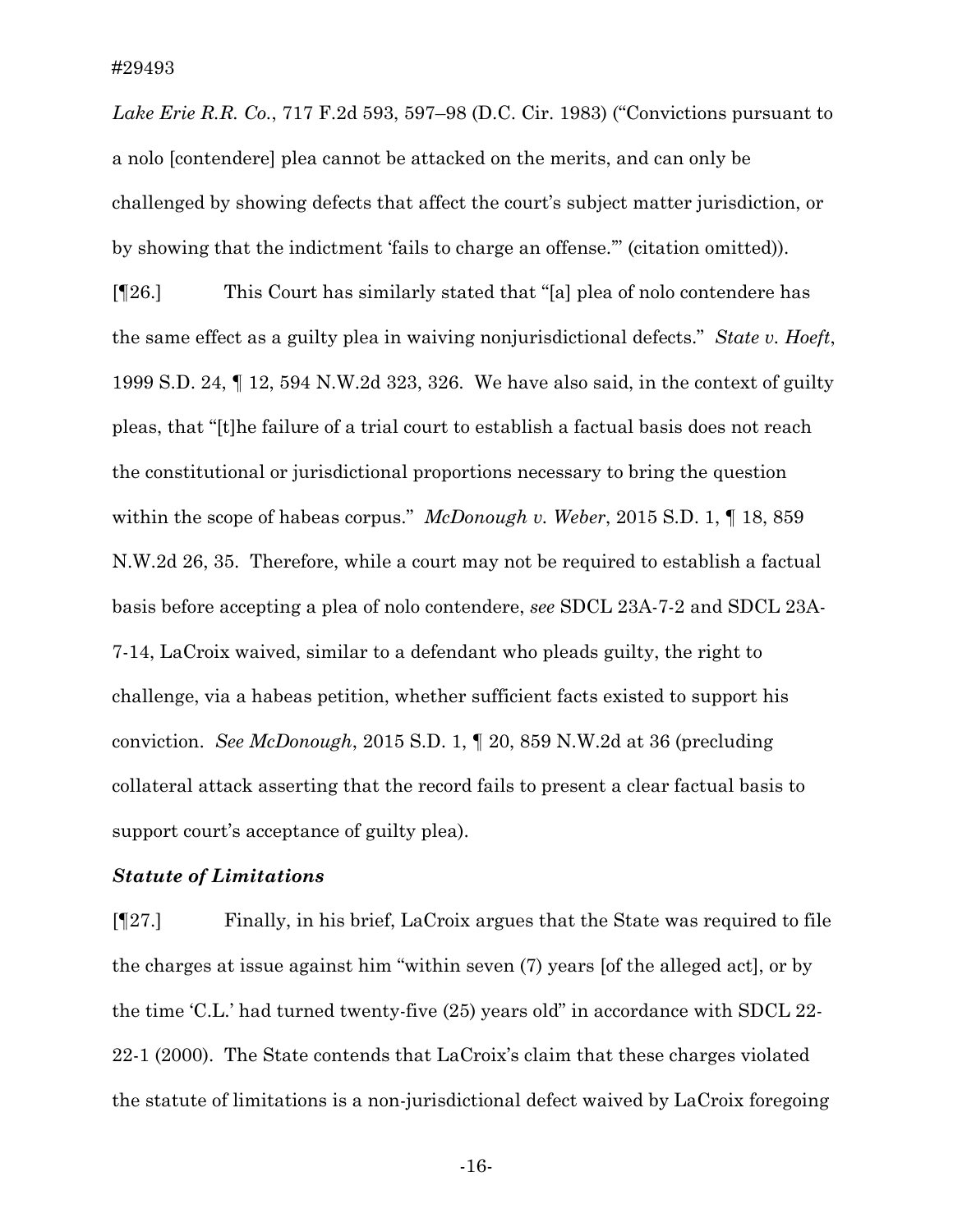*Lake Erie R.R. Co.*, 717 F.2d 593, 597–98 (D.C. Cir. 1983) ("Convictions pursuant to a nolo [contendere] plea cannot be attacked on the merits, and can only be challenged by showing defects that affect the court's subject matter jurisdiction, or by showing that the indictment 'fails to charge an offense.'" (citation omitted)).

[¶26.] This Court has similarly stated that "[a] plea of nolo contendere has the same effect as a guilty plea in waiving nonjurisdictional defects." *State v. Hoeft*, 1999 S.D. 24, ¶ 12, 594 N.W.2d 323, 326. We have also said, in the context of guilty pleas, that "[t]he failure of a trial court to establish a factual basis does not reach the constitutional or jurisdictional proportions necessary to bring the question within the scope of habeas corpus." *McDonough v. Weber*, 2015 S.D. 1, ¶ 18, 859 N.W.2d 26, 35. Therefore, while a court may not be required to establish a factual basis before accepting a plea of nolo contendere, *see* SDCL 23A-7-2 and SDCL 23A-7-14, LaCroix waived, similar to a defendant who pleads guilty, the right to challenge, via a habeas petition, whether sufficient facts existed to support his conviction. *See McDonough*, 2015 S.D. 1, ¶ 20, 859 N.W.2d at 36 (precluding collateral attack asserting that the record fails to present a clear factual basis to support court's acceptance of guilty plea).

### *Statute of Limitations*

[¶27.] Finally, in his brief, LaCroix argues that the State was required to file the charges at issue against him "within seven (7) years [of the alleged act], or by the time 'C.L.' had turned twenty-five (25) years old" in accordance with SDCL 22-22-1 (2000). The State contends that LaCroix's claim that these charges violated the statute of limitations is a non-jurisdictional defect waived by LaCroix foregoing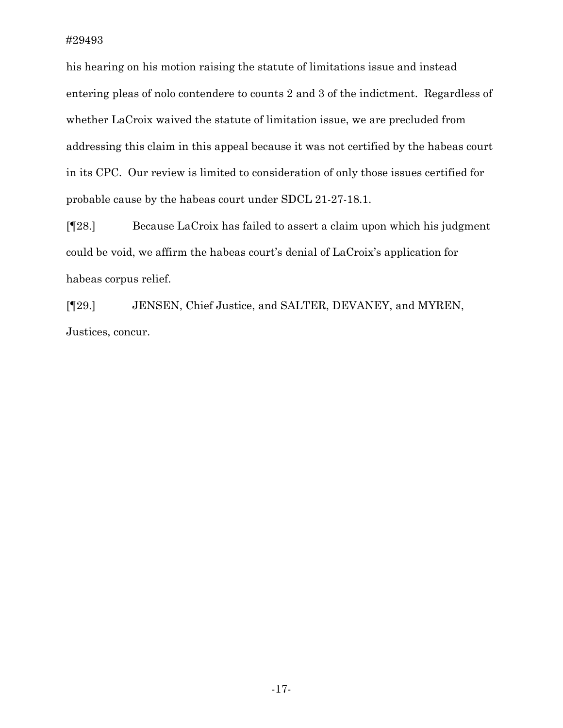his hearing on his motion raising the statute of limitations issue and instead entering pleas of nolo contendere to counts 2 and 3 of the indictment. Regardless of whether LaCroix waived the statute of limitation issue, we are precluded from addressing this claim in this appeal because it was not certified by the habeas court in its CPC. Our review is limited to consideration of only those issues certified for probable cause by the habeas court under SDCL 21-27-18.1.

[¶28.] Because LaCroix has failed to assert a claim upon which his judgment could be void, we affirm the habeas court's denial of LaCroix's application for habeas corpus relief.

[¶29.] JENSEN, Chief Justice, and SALTER, DEVANEY, and MYREN, Justices, concur.